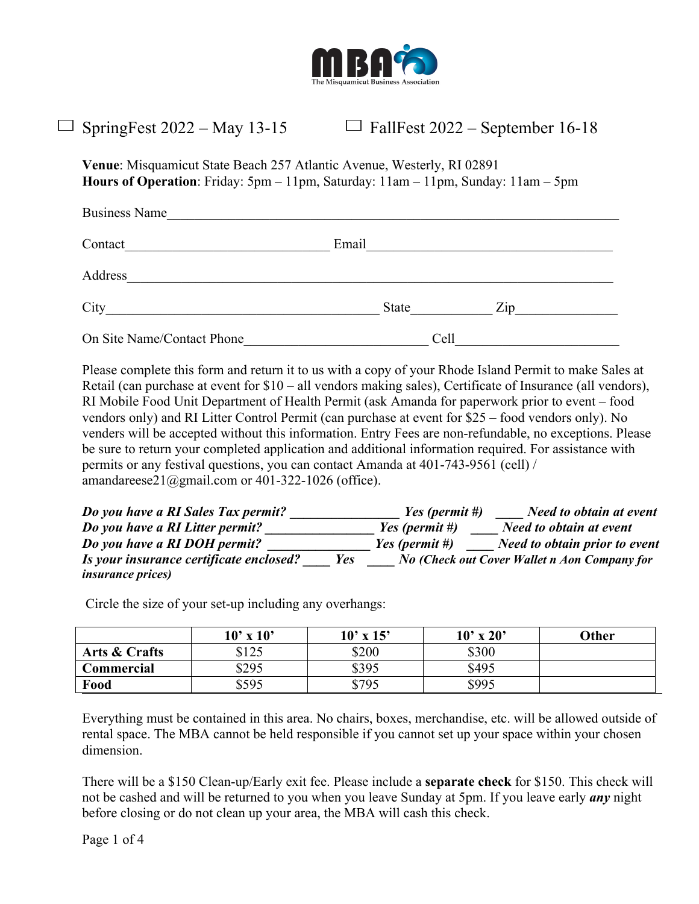The Misquamicut Business Association

☐ SpringFest 2022 – May 13-15  ☐ FallFest 2022 – September 16-18

**Venue**: Misquamicut State Beach 257 Atlantic Avenue, Westerly, RI 02891
**Hours of Operation**: Friday: 5pm – 11pm, Saturday: 11am – 11pm, Sunday: 11am – 5pm

Business Name_______________________________________________________________

Contact______________________________ Email____________________________________

Address_____________________________________________________________________

City________________________________________ State___________ Zip______________

On Site Name/Contact Phone___________________________ Cell______________________

Please complete this form and return it to us with a copy of your Rhode Island Permit to make Sales at Retail (can purchase at event for $10 – all vendors making sales), Certificate of Insurance (all vendors), RI Mobile Food Unit Department of Health Permit (ask Amanda for paperwork prior to event – food vendors only) and RI Litter Control Permit (can purchase at event for $25 – food vendors only). No venders will be accepted without this information. Entry Fees are non-refundable, no exceptions. Please be sure to return your completed application and additional information required. For assistance with permits or any festival questions, you can contact Amanda at 401-743-9561 (cell) / amandareese21@gmail.com or 401-322-1026 (office).

***Do you have a RI Sales Tax permit? ________________ Yes (permit #) ____ Need to obtain at event***
***Do you have a RI Litter permit? ________________ Yes (permit #) ____ Need to obtain at event***
***Do you have a RI DOH permit? _______________ Yes (permit #) ____ Need to obtain prior to event***
***Is your insurance certificate enclosed? ____ Yes ____ No (Check out Cover Wallet n Aon Company for insurance prices)***

Circle the size of your set-up including any overhangs:

| | 10' x 10' | 10' x 15' | 10' x 20' | Other |
|---|---|---|---|---|
| **Arts & Crafts** | $125 | $200 | $300 | |
| **Commercial** | $295 | $395 | $495 | |
| **Food** | $595 | $795 | $995 | |

Everything must be contained in this area. No chairs, boxes, merchandise, etc. will be allowed outside of rental space. The MBA cannot be held responsible if you cannot set up your space within your chosen dimension.

There will be a $150 Clean-up/Early exit fee. Please include a **separate check** for $150. This check will not be cashed and will be returned to you when you leave Sunday at 5pm. If you leave early ***any*** night before closing or do not clean up your area, the MBA will cash this check.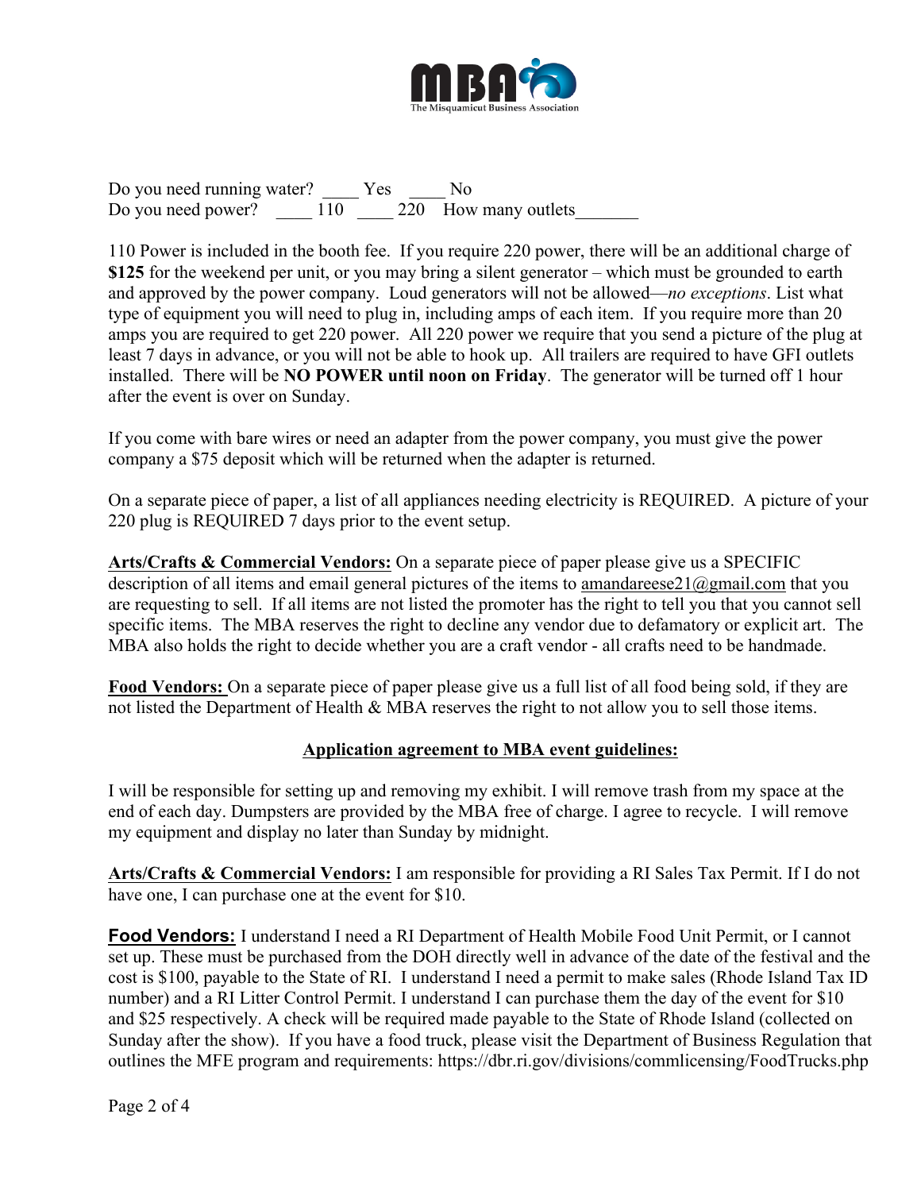Do you need running water? ____ Yes ____ No
Do you need power? ____ 110 ____ 220 How many outlets_______

110 Power is included in the booth fee. If you require 220 power, there will be an additional charge of **$125** for the weekend per unit, or you may bring a silent generator – which must be grounded to earth and approved by the power company. Loud generators will not be allowed—*no exceptions*. List what type of equipment you will need to plug in, including amps of each item. If you require more than 20 amps you are required to get 220 power. All 220 power we require that you send a picture of the plug at least 7 days in advance, or you will not be able to hook up. All trailers are required to have GFI outlets installed. There will be **NO POWER until noon on Friday**. The generator will be turned off 1 hour after the event is over on Sunday.

If you come with bare wires or need an adapter from the power company, you must give the power company a $75 deposit which will be returned when the adapter is returned.

On a separate piece of paper, a list of all appliances needing electricity is REQUIRED. A picture of your 220 plug is REQUIRED 7 days prior to the event setup.

**Arts/Crafts & Commercial Vendors:** On a separate piece of paper please give us a SPECIFIC description of all items and email general pictures of the items to amandareese21@gmail.com that you are requesting to sell. If all items are not listed the promoter has the right to tell you that you cannot sell specific items. The MBA reserves the right to decline any vendor due to defamatory or explicit art. The MBA also holds the right to decide whether you are a craft vendor - all crafts need to be handmade.

**Food Vendors:** On a separate piece of paper please give us a full list of all food being sold, if they are not listed the Department of Health & MBA reserves the right to not allow you to sell those items.

## Application agreement to MBA event guidelines:

I will be responsible for setting up and removing my exhibit. I will remove trash from my space at the end of each day. Dumpsters are provided by the MBA free of charge. I agree to recycle. I will remove my equipment and display no later than Sunday by midnight.

**Arts/Crafts & Commercial Vendors:** I am responsible for providing a RI Sales Tax Permit. If I do not have one, I can purchase one at the event for $10.

**Food Vendors:** I understand I need a RI Department of Health Mobile Food Unit Permit, or I cannot set up. These must be purchased from the DOH directly well in advance of the date of the festival and the cost is $100, payable to the State of RI. I understand I need a permit to make sales (Rhode Island Tax ID number) and a RI Litter Control Permit. I understand I can purchase them the day of the event for $10 and $25 respectively. A check will be required made payable to the State of Rhode Island (collected on Sunday after the show). If you have a food truck, please visit the Department of Business Regulation that outlines the MFE program and requirements: https://dbr.ri.gov/divisions/commlicensing/FoodTrucks.php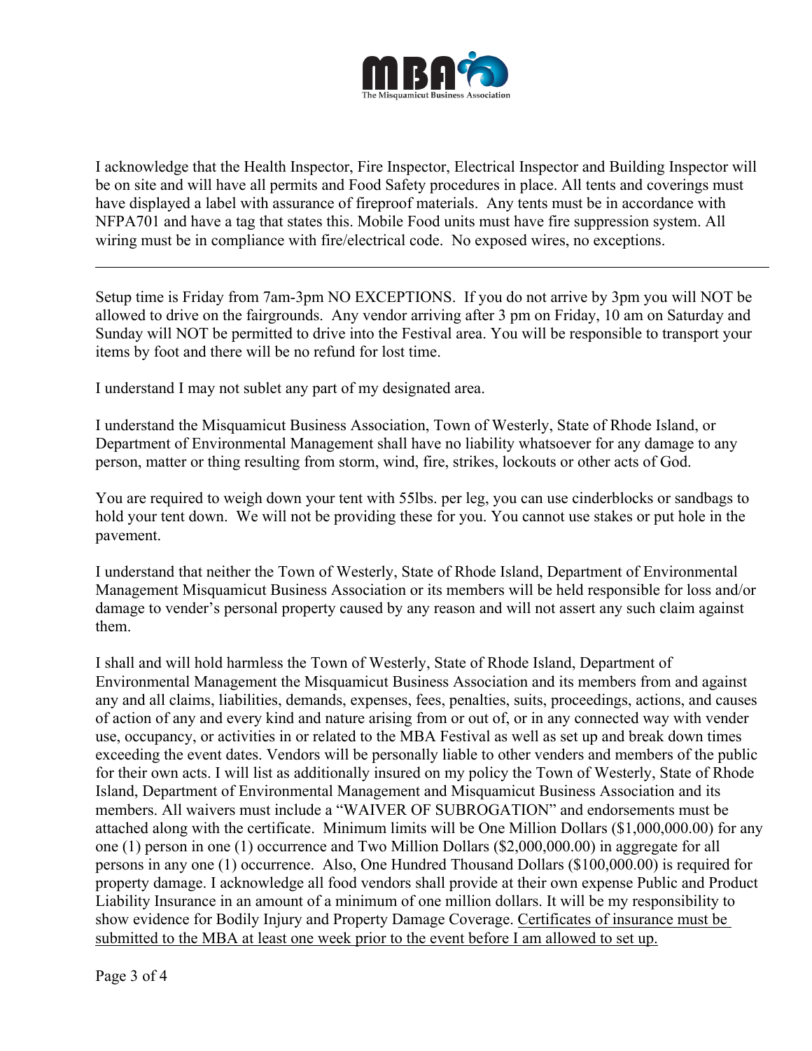I acknowledge that the Health Inspector, Fire Inspector, Electrical Inspector and Building Inspector will be on site and will have all permits and Food Safety procedures in place. All tents and coverings must have displayed a label with assurance of fireproof materials. Any tents must be in accordance with NFPA701 and have a tag that states this. Mobile Food units must have fire suppression system. All wiring must be in compliance with fire/electrical code. No exposed wires, no exceptions.

---

Setup time is Friday from 7am-3pm NO EXCEPTIONS. If you do not arrive by 3pm you will NOT be allowed to drive on the fairgrounds. Any vendor arriving after 3 pm on Friday, 10 am on Saturday and Sunday will NOT be permitted to drive into the Festival area. You will be responsible to transport your items by foot and there will be no refund for lost time.

I understand I may not sublet any part of my designated area.

I understand the Misquamicut Business Association, Town of Westerly, State of Rhode Island, or Department of Environmental Management shall have no liability whatsoever for any damage to any person, matter or thing resulting from storm, wind, fire, strikes, lockouts or other acts of God.

You are required to weigh down your tent with 55lbs. per leg, you can use cinderblocks or sandbags to hold your tent down. We will not be providing these for you. You cannot use stakes or put hole in the pavement.

I understand that neither the Town of Westerly, State of Rhode Island, Department of Environmental Management Misquamicut Business Association or its members will be held responsible for loss and/or damage to vender's personal property caused by any reason and will not assert any such claim against them.

I shall and will hold harmless the Town of Westerly, State of Rhode Island, Department of Environmental Management the Misquamicut Business Association and its members from and against any and all claims, liabilities, demands, expenses, fees, penalties, suits, proceedings, actions, and causes of action of any and every kind and nature arising from or out of, or in any connected way with vender use, occupancy, or activities in or related to the MBA Festival as well as set up and break down times exceeding the event dates. Vendors will be personally liable to other venders and members of the public for their own acts. I will list as additionally insured on my policy the Town of Westerly, State of Rhode Island, Department of Environmental Management and Misquamicut Business Association and its members. All waivers must include a "WAIVER OF SUBROGATION" and endorsements must be attached along with the certificate. Minimum limits will be One Million Dollars ($1,000,000.00) for any one (1) person in one (1) occurrence and Two Million Dollars ($2,000,000.00) in aggregate for all persons in any one (1) occurrence. Also, One Hundred Thousand Dollars ($100,000.00) is required for property damage. I acknowledge all food vendors shall provide at their own expense Public and Product Liability Insurance in an amount of a minimum of one million dollars. It will be my responsibility to show evidence for Bodily Injury and Property Damage Coverage. <u>Certificates of insurance must be submitted to the MBA at least one week prior to the event before I am allowed to set up.</u>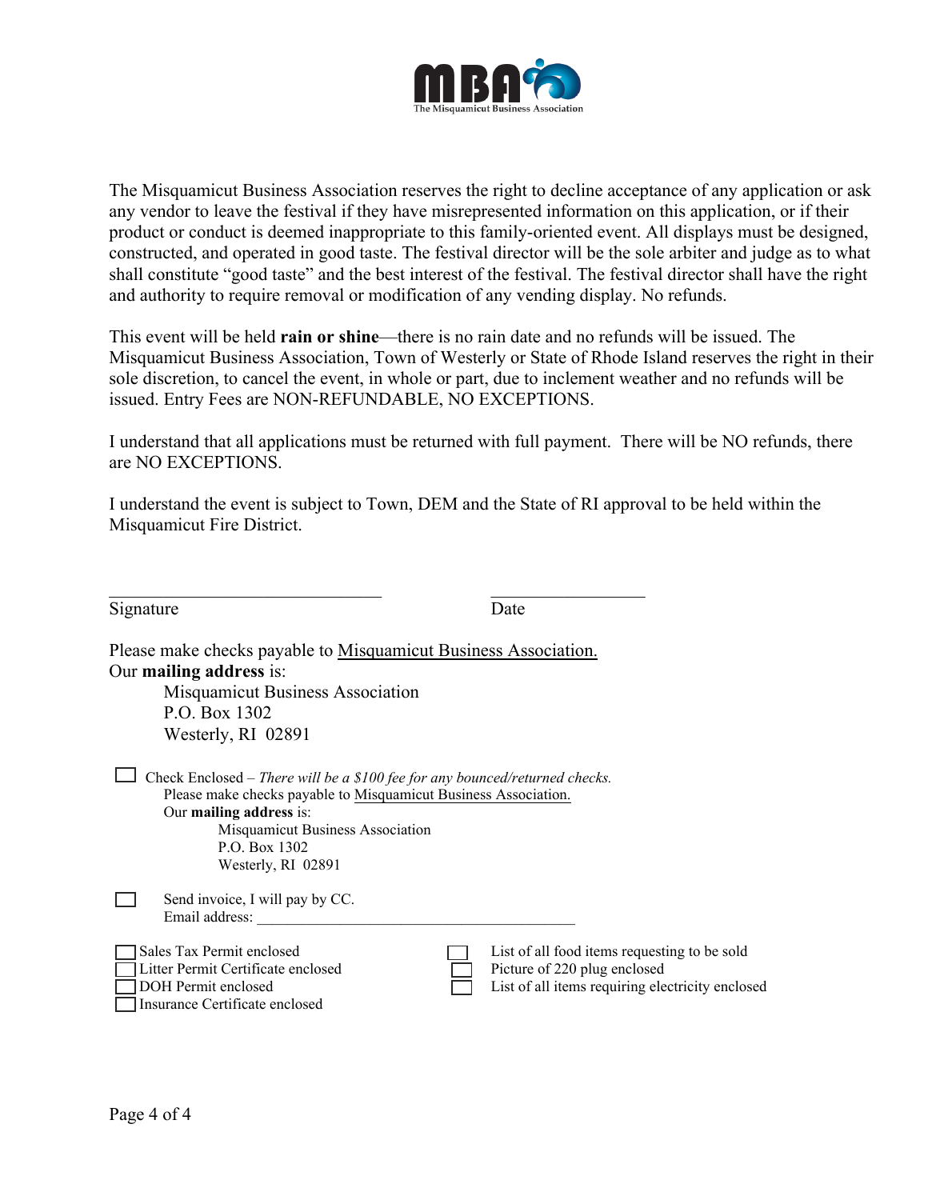The Misquamicut Business Association

The Misquamicut Business Association reserves the right to decline acceptance of any application or ask any vendor to leave the festival if they have misrepresented information on this application, or if their product or conduct is deemed inappropriate to this family-oriented event. All displays must be designed, constructed, and operated in good taste. The festival director will be the sole arbiter and judge as to what shall constitute "good taste" and the best interest of the festival. The festival director shall have the right and authority to require removal or modification of any vending display. No refunds.

This event will be held **rain or shine**—there is no rain date and no refunds will be issued. The Misquamicut Business Association, Town of Westerly or State of Rhode Island reserves the right in their sole discretion, to cancel the event, in whole or part, due to inclement weather and no refunds will be issued. Entry Fees are NON-REFUNDABLE, NO EXCEPTIONS.

I understand that all applications must be returned with full payment. There will be NO refunds, there are NO EXCEPTIONS.

I understand the event is subject to Town, DEM and the State of RI approval to be held within the Misquamicut Fire District.

_______________________________ __________________

Signature Date

Please make checks payable to Misquamicut Business Association.
Our **mailing address** is:

Misquamicut Business Association
P.O. Box 1302
Westerly, RI 02891

☐ Check Enclosed – *There will be a $100 fee for any bounced/returned checks.*
Please make checks payable to Misquamicut Business Association.
Our **mailing address** is:
Misquamicut Business Association
P.O. Box 1302
Westerly, RI 02891

☐ Send invoice, I will pay by CC.
Email address: ____________________________________________

☐ Sales Tax Permit enclosed
☐ Litter Permit Certificate enclosed
☐ DOH Permit enclosed
☐ Insurance Certificate enclosed
☐ List of all food items requesting to be sold
☐ Picture of 220 plug enclosed
☐ List of all items requiring electricity enclosed